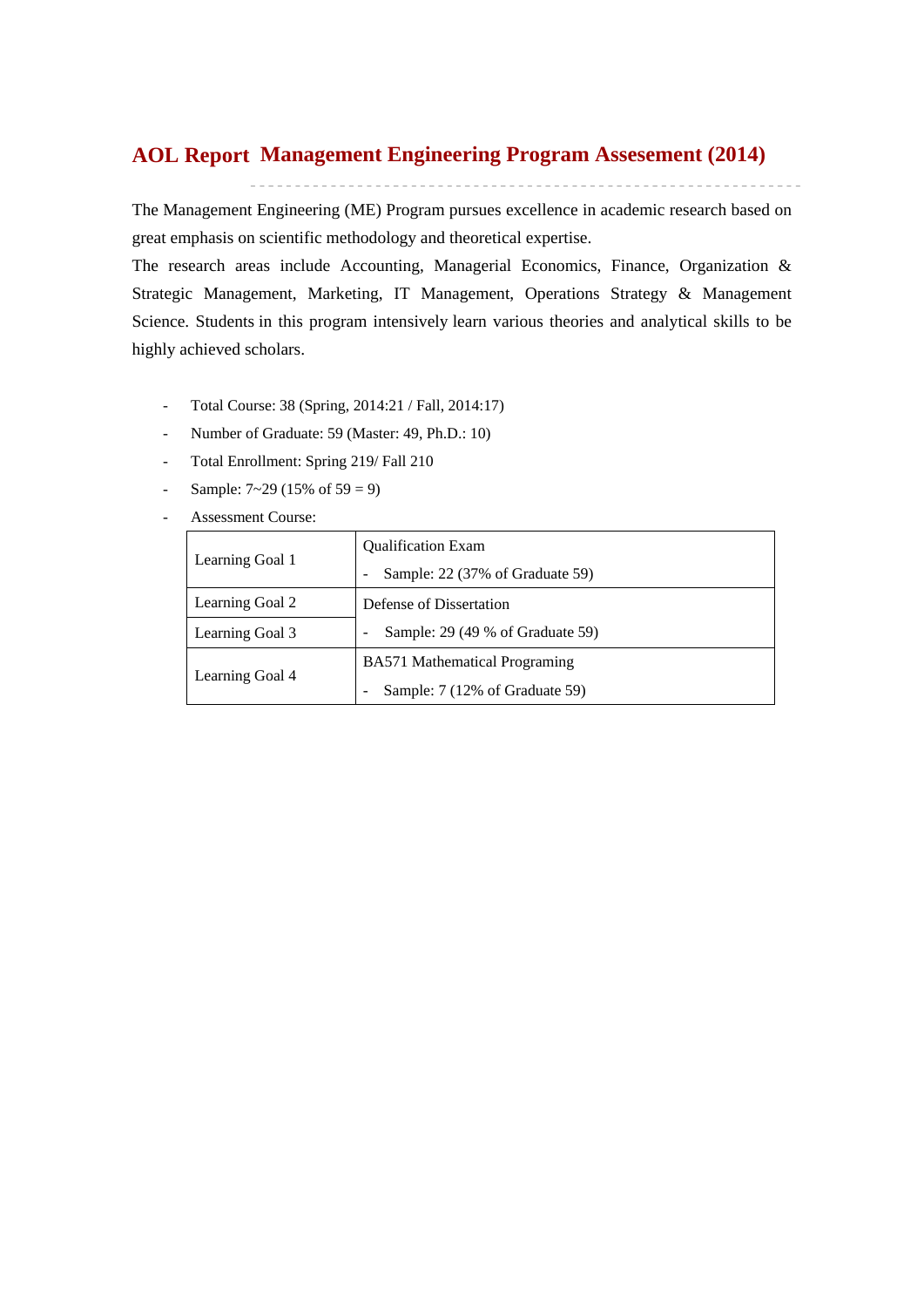# AOL Report Management Engineering Program Assesement (2014)

The Management Engineering (ME) Program pursues excellence in academic research based on great emphasis on scientific methodology and theoretical expertise.

The research areas include Accounting, Managerial Economics, Finance, Organization & Strategic Management, Marketing, IT Management, Operations Strategy & Management Science. Students in this program intensively learn various theories and analytical skills to be highly achieved scholars.

- Total Course: 38 (Spring, 2014:21 / Fall, 2014:17)
- Number of Graduate: 59 (Master: 49, Ph.D.: 10)
- Total Enrollment: Spring 219/ Fall 210
- Sample: 7~29 (15% of 59 = 9)
- Assessment Course:

| | |
|---|---|
| Learning Goal 1 | Qualification Exam<br>- Sample: 22 (37% of Graduate 59) |
| Learning Goal 2 | Defense of Dissertation<br>- Sample: 29 (49 % of Graduate 59) |
| Learning Goal 3 | |
| Learning Goal 4 | BA571 Mathematical Programing<br>- Sample: 7 (12% of Graduate 59) |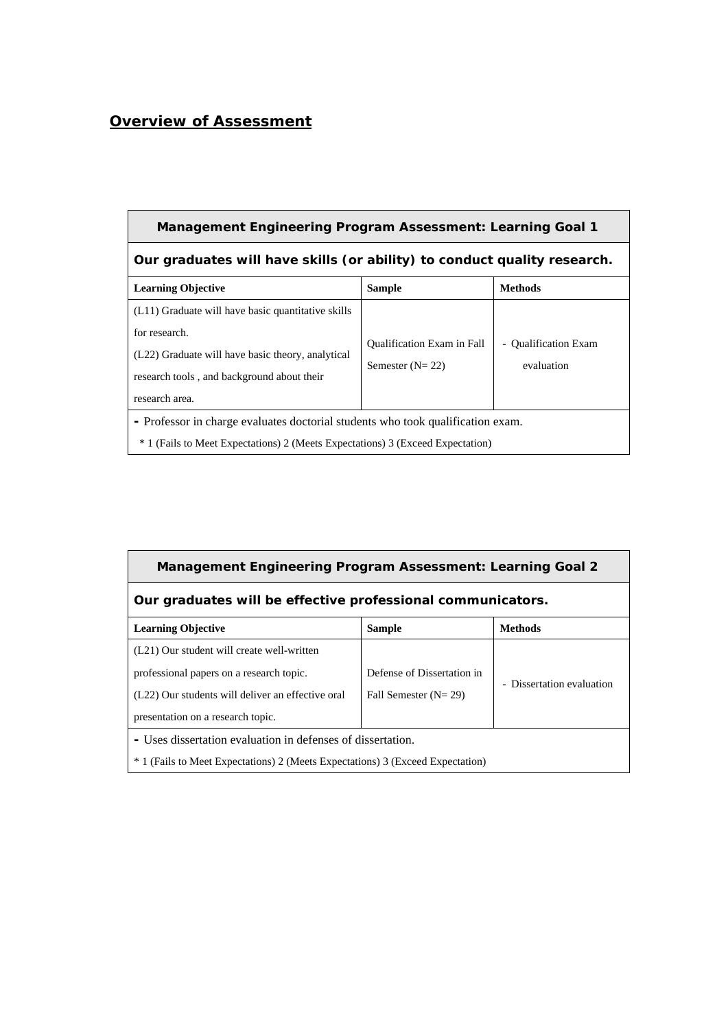## Overview of Assessment

| **Management Engineering Program Assessment: Learning Goal 1** | | |
|---|---|---|
| **Our graduates will have skills (or ability) to conduct quality research.** | | |
| **Learning Objective** | **Sample** | **Methods** |
| (L11) Graduate will have basic quantitative skills for research.<br>(L22) Graduate will have basic theory, analytical research tools , and background about their research area. | Qualification Exam in Fall Semester (N= 22) | - Qualification Exam evaluation |
| - Professor in charge evaluates doctorial students who took qualification exam.<br>* 1 (Fails to Meet Expectations) 2 (Meets Expectations) 3 (Exceed Expectation) | | |

| **Management Engineering Program Assessment: Learning Goal 2** | | |
|---|---|---|
| **Our graduates will be effective professional communicators.** | | |
| **Learning Objective** | **Sample** | **Methods** |
| (L21) Our student will create well-written professional papers on a research topic.<br>(L22) Our students will deliver an effective oral presentation on a research topic. | Defense of Dissertation in Fall Semester (N= 29) | - Dissertation evaluation |
| - Uses dissertation evaluation in defenses of dissertation.<br>* 1 (Fails to Meet Expectations) 2 (Meets Expectations) 3 (Exceed Expectation) | | |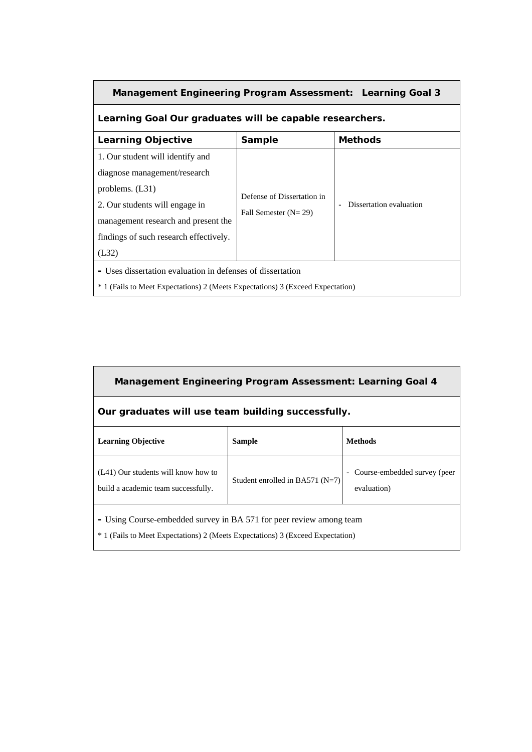| Management Engineering Program Assessment: Learning Goal 3 | | |
|---|---|---|
| **Learning Goal Our graduates will be capable researchers.** | | |
| **Learning Objective** | **Sample** | **Methods** |
| 1. Our student will identify and diagnose management/research problems. (L31)<br>2. Our students will engage in management research and present the findings of such research effectively. (L32) | Defense of Dissertation in Fall Semester (N= 29) | - Dissertation evaluation |
| - Uses dissertation evaluation in defenses of dissertation<br>* 1 (Fails to Meet Expectations) 2 (Meets Expectations) 3 (Exceed Expectation) | | |

| Management Engineering Program Assessment: Learning Goal 4 | | |
|---|---|---|
| **Our graduates will use team building successfully.** | | |
| **Learning Objective** | **Sample** | **Methods** |
| (L41) Our students will know how to build a academic team successfully. | Student enrolled in BA571 (N=7) | - Course-embedded survey (peer evaluation) |
| - Using Course-embedded survey in BA 571 for peer review among team<br>* 1 (Fails to Meet Expectations) 2 (Meets Expectations) 3 (Exceed Expectation) | | |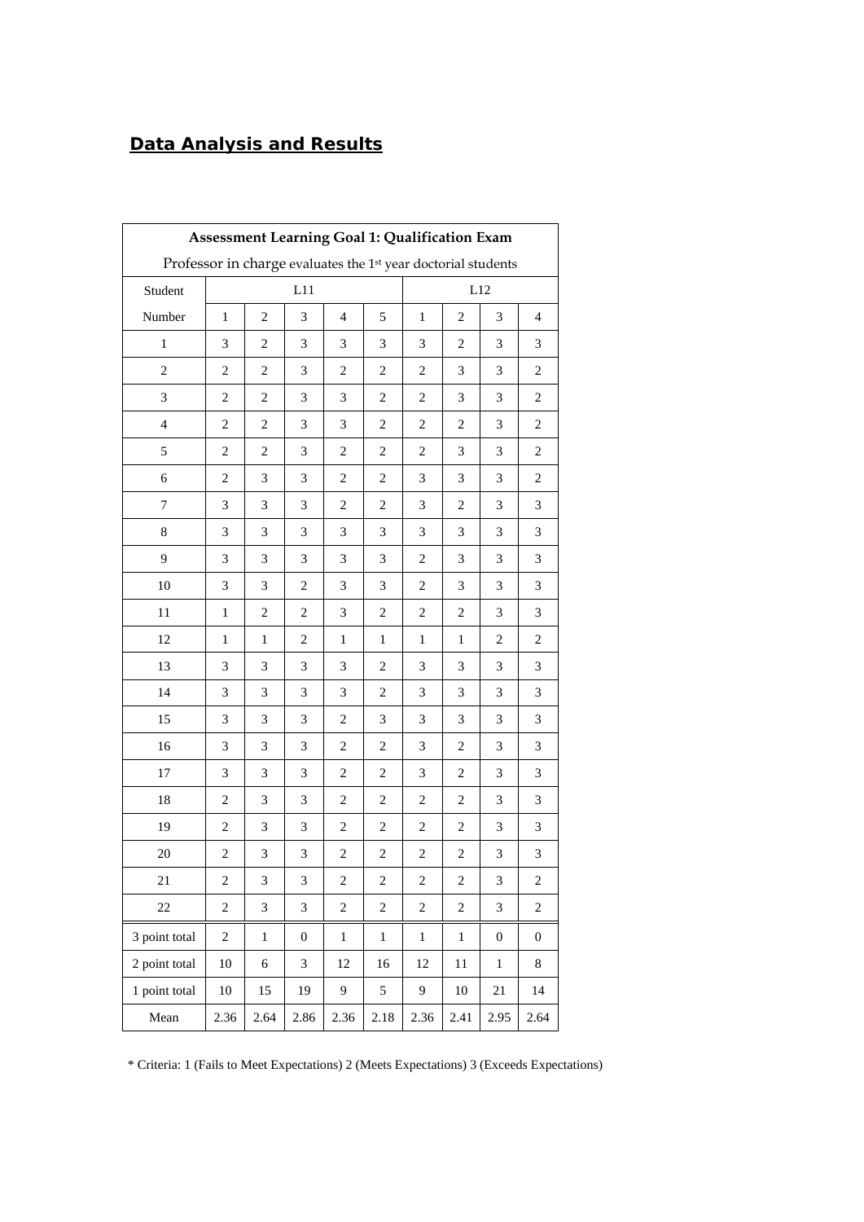## Data Analysis and Results

| Assessment Learning Goal 1: Qualification Exam | | | | | | | | | |
|---|---|---|---|---|---|---|---|---|---|
| Professor in charge evaluates the 1st year doctorial students | | | | | | | | | |
| Student | L11 | | | | | L12 | | | |
| Number | 1 | 2 | 3 | 4 | 5 | 1 | 2 | 3 | 4 |
| 1 | 3 | 2 | 3 | 3 | 3 | 3 | 2 | 3 | 3 |
| 2 | 2 | 2 | 3 | 2 | 2 | 2 | 3 | 3 | 2 |
| 3 | 2 | 2 | 3 | 3 | 2 | 2 | 3 | 3 | 2 |
| 4 | 2 | 2 | 3 | 3 | 2 | 2 | 2 | 3 | 2 |
| 5 | 2 | 2 | 3 | 2 | 2 | 2 | 3 | 3 | 2 |
| 6 | 2 | 3 | 3 | 2 | 2 | 3 | 3 | 3 | 2 |
| 7 | 3 | 3 | 3 | 2 | 2 | 3 | 2 | 3 | 3 |
| 8 | 3 | 3 | 3 | 3 | 3 | 3 | 3 | 3 | 3 |
| 9 | 3 | 3 | 3 | 3 | 3 | 2 | 3 | 3 | 3 |
| 10 | 3 | 3 | 2 | 3 | 3 | 2 | 3 | 3 | 3 |
| 11 | 1 | 2 | 2 | 3 | 2 | 2 | 2 | 3 | 3 |
| 12 | 1 | 1 | 2 | 1 | 1 | 1 | 1 | 2 | 2 |
| 13 | 3 | 3 | 3 | 3 | 2 | 3 | 3 | 3 | 3 |
| 14 | 3 | 3 | 3 | 3 | 2 | 3 | 3 | 3 | 3 |
| 15 | 3 | 3 | 3 | 2 | 3 | 3 | 3 | 3 | 3 |
| 16 | 3 | 3 | 3 | 2 | 2 | 3 | 2 | 3 | 3 |
| 17 | 3 | 3 | 3 | 2 | 2 | 3 | 2 | 3 | 3 |
| 18 | 2 | 3 | 3 | 2 | 2 | 2 | 2 | 3 | 3 |
| 19 | 2 | 3 | 3 | 2 | 2 | 2 | 2 | 3 | 3 |
| 20 | 2 | 3 | 3 | 2 | 2 | 2 | 2 | 3 | 3 |
| 21 | 2 | 3 | 3 | 2 | 2 | 2 | 2 | 3 | 2 |
| 22 | 2 | 3 | 3 | 2 | 2 | 2 | 2 | 3 | 2 |
| 3 point total | 2 | 1 | 0 | 1 | 1 | 1 | 1 | 0 | 0 |
| 2 point total | 10 | 6 | 3 | 12 | 16 | 12 | 11 | 1 | 8 |
| 1 point total | 10 | 15 | 19 | 9 | 5 | 9 | 10 | 21 | 14 |
| Mean | 2.36 | 2.64 | 2.86 | 2.36 | 2.18 | 2.36 | 2.41 | 2.95 | 2.64 |

* Criteria: 1 (Fails to Meet Expectations) 2 (Meets Expectations) 3 (Exceeds Expectations)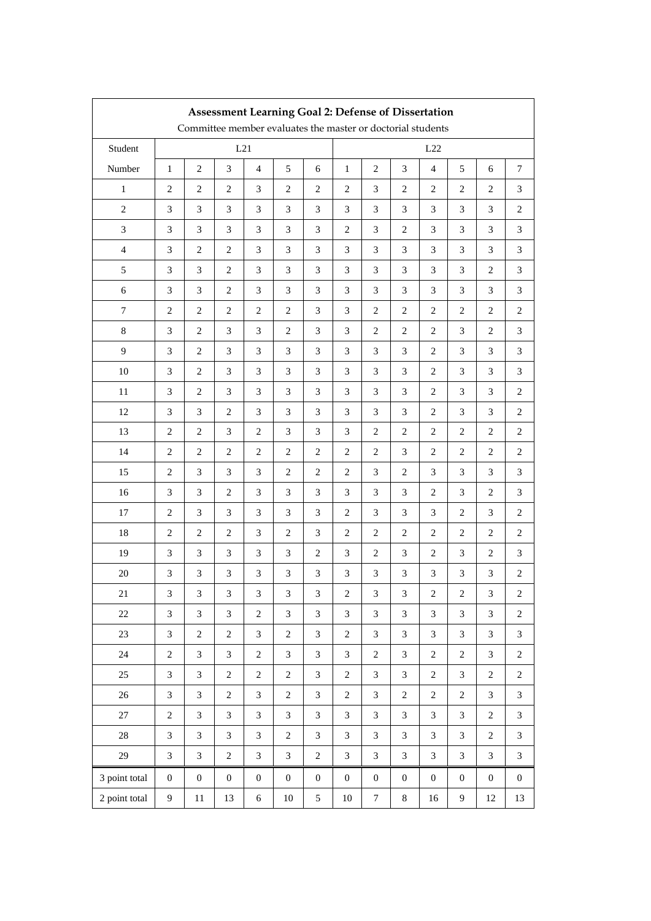**Assessment Learning Goal 2: Defense of Dissertation**

Committee member evaluates the master or doctorial students

| Student | L21 | | | | | | L22 | | | | | | |
|---|---|---|---|---|---|---|---|---|---|---|---|---|---|
| Number | 1 | 2 | 3 | 4 | 5 | 6 | 1 | 2 | 3 | 4 | 5 | 6 | 7 |
| 1 | 2 | 2 | 2 | 3 | 2 | 2 | 2 | 3 | 2 | 2 | 2 | 2 | 3 |
| 2 | 3 | 3 | 3 | 3 | 3 | 3 | 3 | 3 | 3 | 3 | 3 | 3 | 2 |
| 3 | 3 | 3 | 3 | 3 | 3 | 3 | 2 | 3 | 2 | 3 | 3 | 3 | 3 |
| 4 | 3 | 2 | 2 | 3 | 3 | 3 | 3 | 3 | 3 | 3 | 3 | 3 | 3 |
| 5 | 3 | 3 | 2 | 3 | 3 | 3 | 3 | 3 | 3 | 3 | 3 | 2 | 3 |
| 6 | 3 | 3 | 2 | 3 | 3 | 3 | 3 | 3 | 3 | 3 | 3 | 3 | 3 |
| 7 | 2 | 2 | 2 | 2 | 2 | 3 | 3 | 2 | 2 | 2 | 2 | 2 | 2 |
| 8 | 3 | 2 | 3 | 3 | 2 | 3 | 3 | 2 | 2 | 2 | 3 | 2 | 3 |
| 9 | 3 | 2 | 3 | 3 | 3 | 3 | 3 | 3 | 3 | 2 | 3 | 3 | 3 |
| 10 | 3 | 2 | 3 | 3 | 3 | 3 | 3 | 3 | 3 | 2 | 3 | 3 | 3 |
| 11 | 3 | 2 | 3 | 3 | 3 | 3 | 3 | 3 | 3 | 2 | 3 | 3 | 2 |
| 12 | 3 | 3 | 2 | 3 | 3 | 3 | 3 | 3 | 3 | 2 | 3 | 3 | 2 |
| 13 | 2 | 2 | 3 | 2 | 3 | 3 | 3 | 2 | 2 | 2 | 2 | 2 | 2 |
| 14 | 2 | 2 | 2 | 2 | 2 | 2 | 2 | 2 | 3 | 2 | 2 | 2 | 2 |
| 15 | 2 | 3 | 3 | 3 | 2 | 2 | 2 | 3 | 2 | 3 | 3 | 3 | 3 |
| 16 | 3 | 3 | 2 | 3 | 3 | 3 | 3 | 3 | 3 | 2 | 3 | 2 | 3 |
| 17 | 2 | 3 | 3 | 3 | 3 | 3 | 2 | 3 | 3 | 3 | 2 | 3 | 2 |
| 18 | 2 | 2 | 2 | 3 | 2 | 3 | 2 | 2 | 2 | 2 | 2 | 2 | 2 |
| 19 | 3 | 3 | 3 | 3 | 3 | 2 | 3 | 2 | 3 | 2 | 3 | 2 | 3 |
| 20 | 3 | 3 | 3 | 3 | 3 | 3 | 3 | 3 | 3 | 3 | 3 | 3 | 2 |
| 21 | 3 | 3 | 3 | 3 | 3 | 3 | 2 | 3 | 3 | 2 | 2 | 3 | 2 |
| 22 | 3 | 3 | 3 | 2 | 3 | 3 | 3 | 3 | 3 | 3 | 3 | 3 | 2 |
| 23 | 3 | 2 | 2 | 3 | 2 | 3 | 2 | 3 | 3 | 3 | 3 | 3 | 3 |
| 24 | 2 | 3 | 3 | 2 | 3 | 3 | 3 | 2 | 3 | 2 | 2 | 3 | 2 |
| 25 | 3 | 3 | 2 | 2 | 2 | 3 | 2 | 3 | 3 | 2 | 3 | 2 | 2 |
| 26 | 3 | 3 | 2 | 3 | 2 | 3 | 2 | 3 | 2 | 2 | 2 | 3 | 3 |
| 27 | 2 | 3 | 3 | 3 | 3 | 3 | 3 | 3 | 3 | 3 | 3 | 2 | 3 |
| 28 | 3 | 3 | 3 | 3 | 2 | 3 | 3 | 3 | 3 | 3 | 3 | 2 | 3 |
| 29 | 3 | 3 | 2 | 3 | 3 | 2 | 3 | 3 | 3 | 3 | 3 | 3 | 3 |
| 3 point total | 0 | 0 | 0 | 0 | 0 | 0 | 0 | 0 | 0 | 0 | 0 | 0 | 0 |
| 2 point total | 9 | 11 | 13 | 6 | 10 | 5 | 10 | 7 | 8 | 16 | 9 | 12 | 13 |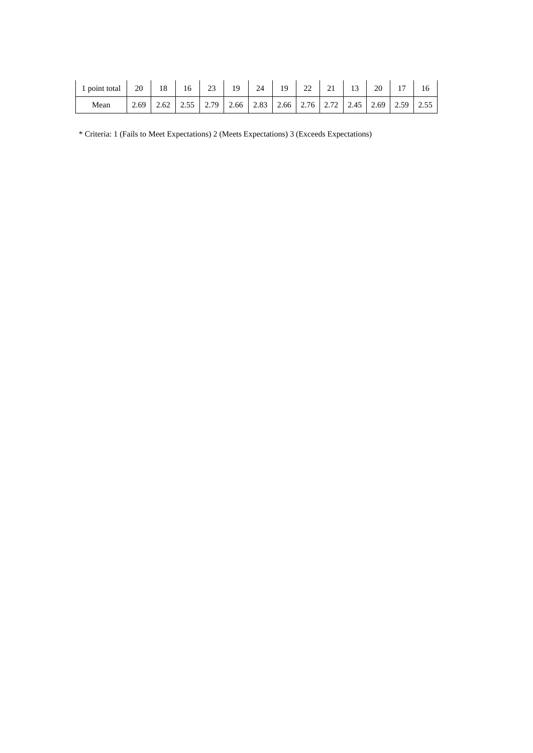| 1 point total | 20 | 18 | 16 | 23 | 19 | 24 | 19 | 22 | 21 | 13 | 20 | 17 | 16 |
|---|---|---|---|---|---|---|---|---|---|---|---|---|---|
| Mean | 2.69 | 2.62 | 2.55 | 2.79 | 2.66 | 2.83 | 2.66 | 2.76 | 2.72 | 2.45 | 2.69 | 2.59 | 2.55 |

* Criteria: 1 (Fails to Meet Expectations) 2 (Meets Expectations) 3 (Exceeds Expectations)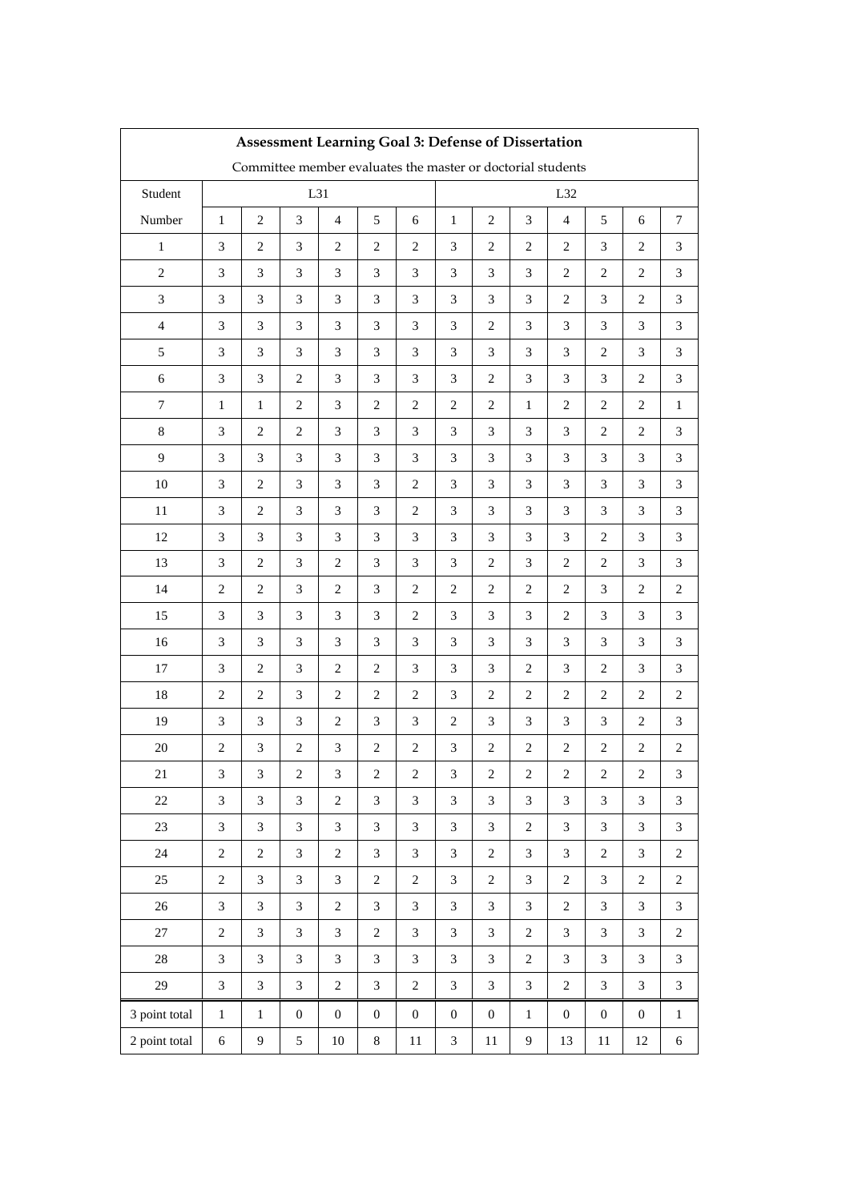| Assessment Learning Goal 3: Defense of Dissertation | | | | | | | | | | | | | |
|---|---|---|---|---|---|---|---|---|---|---|---|---|---|
| Committee member evaluates the master or doctorial students | | | | | | | | | | | | | |
| Student | L31 | | | | | | L32 | | | | | | |
| Number | 1 | 2 | 3 | 4 | 5 | 6 | 1 | 2 | 3 | 4 | 5 | 6 | 7 |
| 1 | 3 | 2 | 3 | 2 | 2 | 2 | 3 | 2 | 2 | 2 | 3 | 2 | 3 |
| 2 | 3 | 3 | 3 | 3 | 3 | 3 | 3 | 3 | 3 | 2 | 2 | 2 | 3 |
| 3 | 3 | 3 | 3 | 3 | 3 | 3 | 3 | 3 | 3 | 2 | 3 | 2 | 3 |
| 4 | 3 | 3 | 3 | 3 | 3 | 3 | 3 | 2 | 3 | 3 | 3 | 3 | 3 |
| 5 | 3 | 3 | 3 | 3 | 3 | 3 | 3 | 3 | 3 | 3 | 2 | 3 | 3 |
| 6 | 3 | 3 | 2 | 3 | 3 | 3 | 3 | 2 | 3 | 3 | 3 | 2 | 3 |
| 7 | 1 | 1 | 2 | 3 | 2 | 2 | 2 | 2 | 1 | 2 | 2 | 2 | 1 |
| 8 | 3 | 2 | 2 | 3 | 3 | 3 | 3 | 3 | 3 | 3 | 2 | 2 | 3 |
| 9 | 3 | 3 | 3 | 3 | 3 | 3 | 3 | 3 | 3 | 3 | 3 | 3 | 3 |
| 10 | 3 | 2 | 3 | 3 | 3 | 2 | 3 | 3 | 3 | 3 | 3 | 3 | 3 |
| 11 | 3 | 2 | 3 | 3 | 3 | 2 | 3 | 3 | 3 | 3 | 3 | 3 | 3 |
| 12 | 3 | 3 | 3 | 3 | 3 | 3 | 3 | 3 | 3 | 3 | 2 | 3 | 3 |
| 13 | 3 | 2 | 3 | 2 | 3 | 3 | 3 | 2 | 3 | 2 | 2 | 3 | 3 |
| 14 | 2 | 2 | 3 | 2 | 3 | 2 | 2 | 2 | 2 | 2 | 3 | 2 | 2 |
| 15 | 3 | 3 | 3 | 3 | 3 | 2 | 3 | 3 | 3 | 2 | 3 | 3 | 3 |
| 16 | 3 | 3 | 3 | 3 | 3 | 3 | 3 | 3 | 3 | 3 | 3 | 3 | 3 |
| 17 | 3 | 2 | 3 | 2 | 2 | 3 | 3 | 3 | 2 | 3 | 2 | 3 | 3 |
| 18 | 2 | 2 | 3 | 2 | 2 | 2 | 3 | 2 | 2 | 2 | 2 | 2 | 2 |
| 19 | 3 | 3 | 3 | 2 | 3 | 3 | 2 | 3 | 3 | 3 | 3 | 2 | 3 |
| 20 | 2 | 3 | 2 | 3 | 2 | 2 | 3 | 2 | 2 | 2 | 2 | 2 | 2 |
| 21 | 3 | 3 | 2 | 3 | 2 | 2 | 3 | 2 | 2 | 2 | 2 | 2 | 3 |
| 22 | 3 | 3 | 3 | 2 | 3 | 3 | 3 | 3 | 3 | 3 | 3 | 3 | 3 |
| 23 | 3 | 3 | 3 | 3 | 3 | 3 | 3 | 3 | 2 | 3 | 3 | 3 | 3 |
| 24 | 2 | 2 | 3 | 2 | 3 | 3 | 3 | 2 | 3 | 3 | 2 | 3 | 2 |
| 25 | 2 | 3 | 3 | 3 | 2 | 2 | 3 | 2 | 3 | 2 | 3 | 2 | 2 |
| 26 | 3 | 3 | 3 | 2 | 3 | 3 | 3 | 3 | 3 | 2 | 3 | 3 | 3 |
| 27 | 2 | 3 | 3 | 3 | 2 | 3 | 3 | 3 | 2 | 3 | 3 | 3 | 2 |
| 28 | 3 | 3 | 3 | 3 | 3 | 3 | 3 | 3 | 2 | 3 | 3 | 3 | 3 |
| 29 | 3 | 3 | 3 | 2 | 3 | 2 | 3 | 3 | 3 | 2 | 3 | 3 | 3 |
| 3 point total | 1 | 1 | 0 | 0 | 0 | 0 | 0 | 0 | 1 | 0 | 0 | 0 | 1 |
| 2 point total | 6 | 9 | 5 | 10 | 8 | 11 | 3 | 11 | 9 | 13 | 11 | 12 | 6 |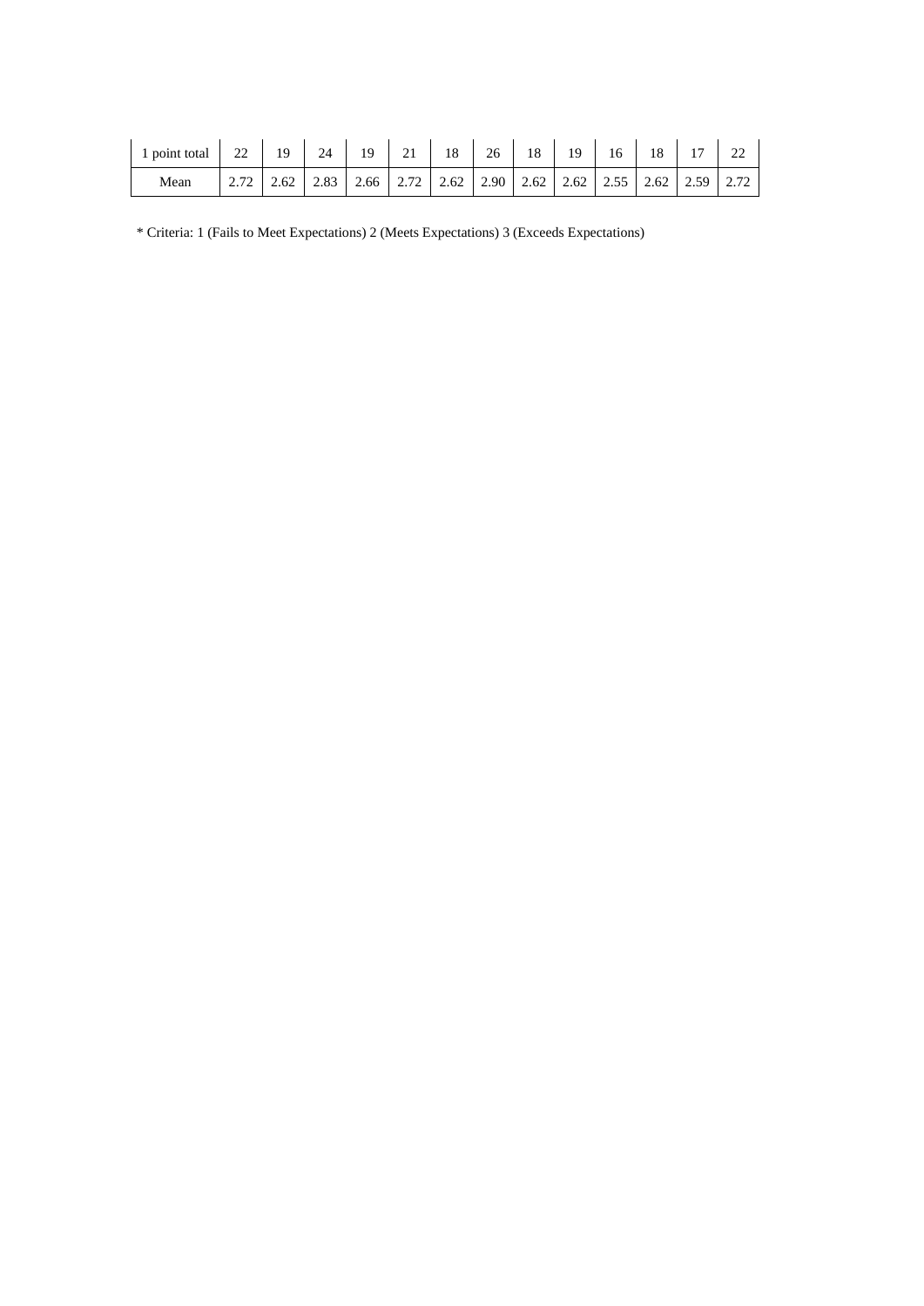| 1 point total | 22 | 19 | 24 | 19 | 21 | 18 | 26 | 18 | 19 | 16 | 18 | 17 | 22 |
|---|---|---|---|---|---|---|---|---|---|---|---|---|---|
| Mean | 2.72 | 2.62 | 2.83 | 2.66 | 2.72 | 2.62 | 2.90 | 2.62 | 2.62 | 2.55 | 2.62 | 2.59 | 2.72 |

* Criteria: 1 (Fails to Meet Expectations) 2 (Meets Expectations) 3 (Exceeds Expectations)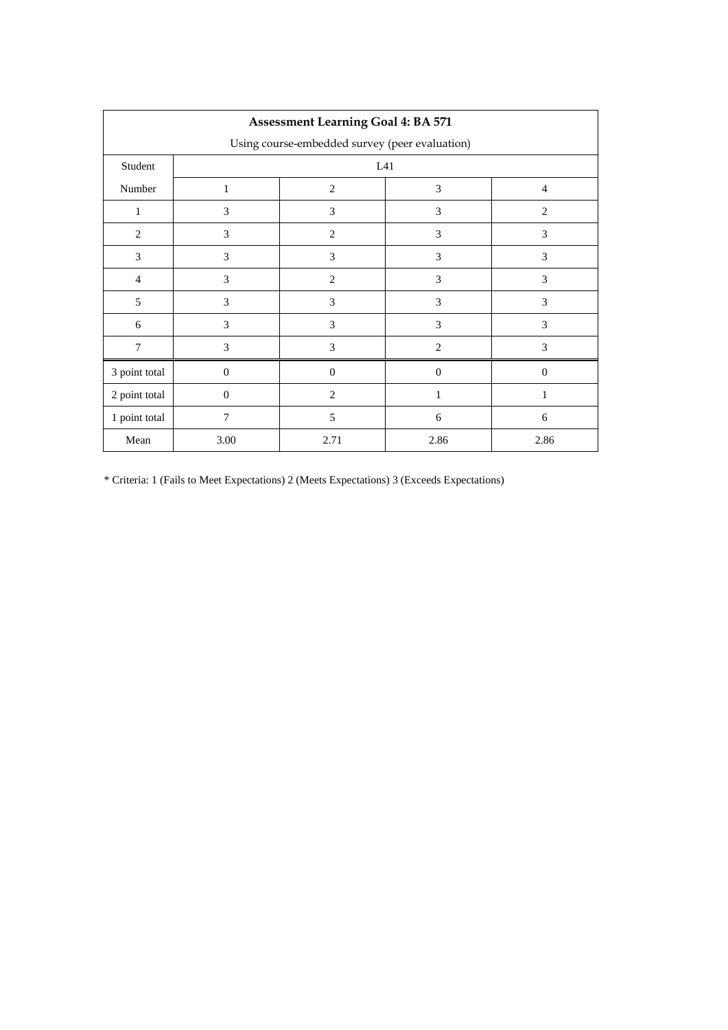| Assessment Learning Goal 4: BA 571 | | | | |
|---|---|---|---|---|
| Using course-embedded survey (peer evaluation) | | | | |
| Student | L41 | | | |
| Number | 1 | 2 | 3 | 4 |
| 1 | 3 | 3 | 3 | 2 |
| 2 | 3 | 2 | 3 | 3 |
| 3 | 3 | 3 | 3 | 3 |
| 4 | 3 | 2 | 3 | 3 |
| 5 | 3 | 3 | 3 | 3 |
| 6 | 3 | 3 | 3 | 3 |
| 7 | 3 | 3 | 2 | 3 |
| 3 point total | 0 | 0 | 0 | 0 |
| 2 point total | 0 | 2 | 1 | 1 |
| 1 point total | 7 | 5 | 6 | 6 |
| Mean | 3.00 | 2.71 | 2.86 | 2.86 |

* Criteria: 1 (Fails to Meet Expectations) 2 (Meets Expectations) 3 (Exceeds Expectations)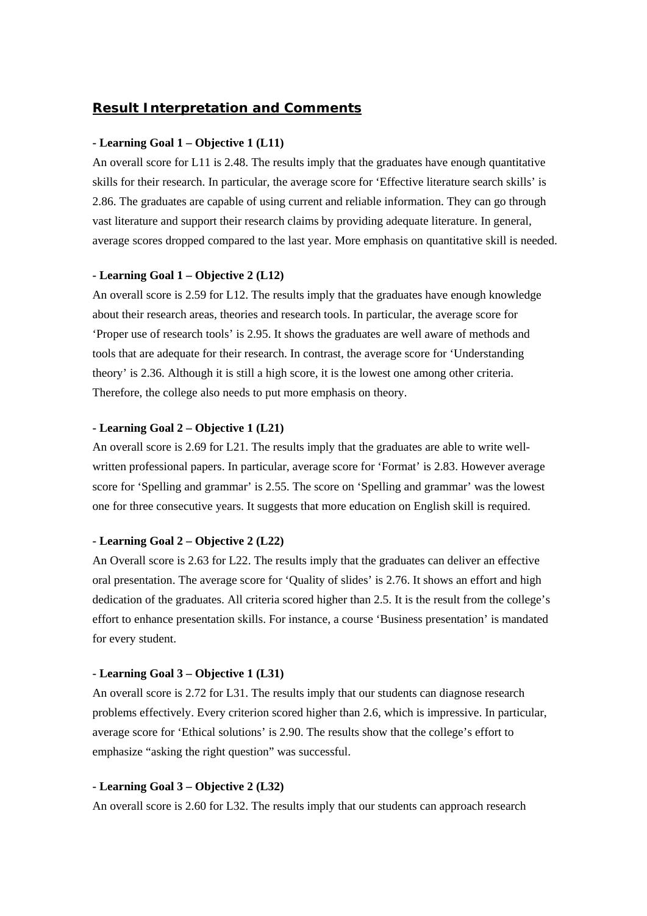## Result Interpretation and Comments

**- Learning Goal 1 – Objective 1 (L11)**

An overall score for L11 is 2.48. The results imply that the graduates have enough quantitative skills for their research. In particular, the average score for 'Effective literature search skills' is 2.86. The graduates are capable of using current and reliable information. They can go through vast literature and support their research claims by providing adequate literature. In general, average scores dropped compared to the last year. More emphasis on quantitative skill is needed.

**- Learning Goal 1 – Objective 2 (L12)**

An overall score is 2.59 for L12. The results imply that the graduates have enough knowledge about their research areas, theories and research tools. In particular, the average score for 'Proper use of research tools' is 2.95. It shows the graduates are well aware of methods and tools that are adequate for their research. In contrast, the average score for 'Understanding theory' is 2.36. Although it is still a high score, it is the lowest one among other criteria. Therefore, the college also needs to put more emphasis on theory.

**- Learning Goal 2 – Objective 1 (L21)**

An overall score is 2.69 for L21. The results imply that the graduates are able to write well-written professional papers. In particular, average score for 'Format' is 2.83. However average score for 'Spelling and grammar' is 2.55. The score on 'Spelling and grammar' was the lowest one for three consecutive years. It suggests that more education on English skill is required.

**- Learning Goal 2 – Objective 2 (L22)**

An Overall score is 2.63 for L22. The results imply that the graduates can deliver an effective oral presentation. The average score for 'Quality of slides' is 2.76. It shows an effort and high dedication of the graduates. All criteria scored higher than 2.5. It is the result from the college's effort to enhance presentation skills. For instance, a course 'Business presentation' is mandated for every student.

**- Learning Goal 3 – Objective 1 (L31)**

An overall score is 2.72 for L31. The results imply that our students can diagnose research problems effectively. Every criterion scored higher than 2.6, which is impressive. In particular, average score for 'Ethical solutions' is 2.90. The results show that the college's effort to emphasize "asking the right question" was successful.

**- Learning Goal 3 – Objective 2 (L32)**

An overall score is 2.60 for L32. The results imply that our students can approach research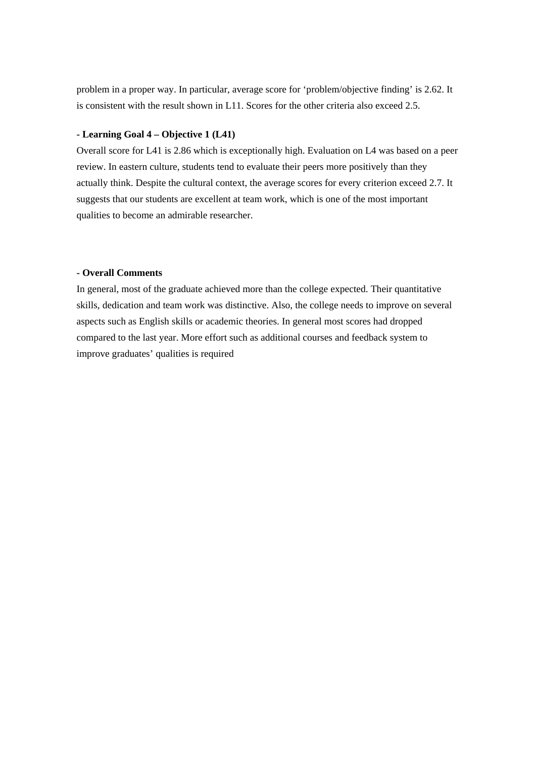problem in a proper way. In particular, average score for 'problem/objective finding' is 2.62. It is consistent with the result shown in L11. Scores for the other criteria also exceed 2.5.

**- Learning Goal 4 – Objective 1 (L41)**

Overall score for L41 is 2.86 which is exceptionally high. Evaluation on L4 was based on a peer review. In eastern culture, students tend to evaluate their peers more positively than they actually think. Despite the cultural context, the average scores for every criterion exceed 2.7. It suggests that our students are excellent at team work, which is one of the most important qualities to become an admirable researcher.

**- Overall Comments**

In general, most of the graduate achieved more than the college expected. Their quantitative skills, dedication and team work was distinctive. Also, the college needs to improve on several aspects such as English skills or academic theories. In general most scores had dropped compared to the last year. More effort such as additional courses and feedback system to improve graduates' qualities is required